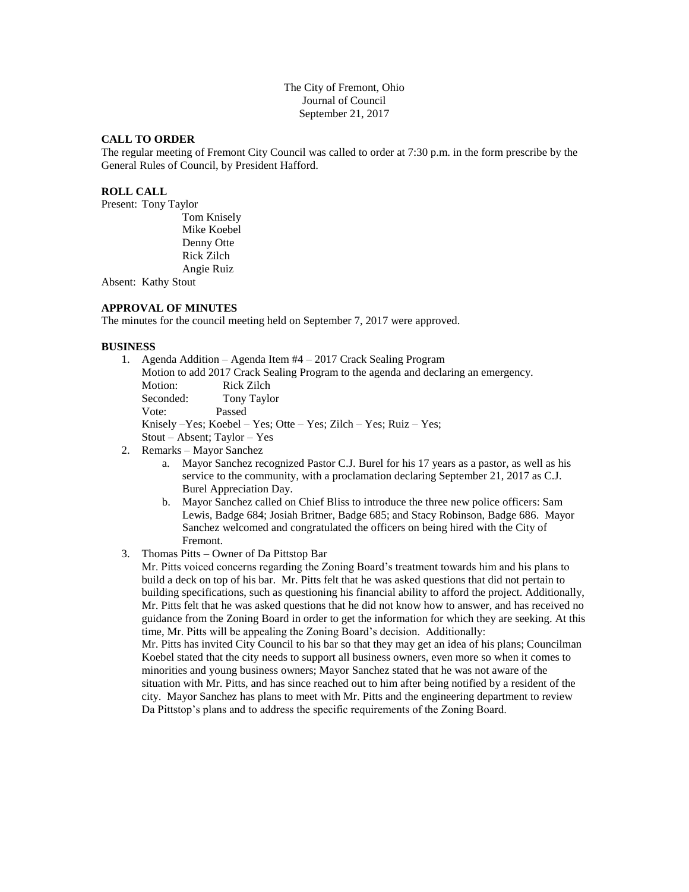The City of Fremont, Ohio
Journal of Council
September 21, 2017

**CALL TO ORDER**

The regular meeting of Fremont City Council was called to order at 7:30 p.m. in the form prescribe by the General Rules of Council, by President Hafford.

**ROLL CALL**

Present: Tony Taylor
Tom Knisely
Mike Koebel
Denny Otte
Rick Zilch
Angie Ruiz

Absent: Kathy Stout

**APPROVAL OF MINUTES**

The minutes for the council meeting held on September 7, 2017 were approved.

**BUSINESS**

1. Agenda Addition – Agenda Item #4 – 2017 Crack Sealing Program
   Motion to add 2017 Crack Sealing Program to the agenda and declaring an emergency.
   Motion: Rick Zilch
   Seconded: Tony Taylor
   Vote: Passed
   Knisely –Yes; Koebel – Yes; Otte – Yes; Zilch – Yes; Ruiz – Yes;
   Stout – Absent; Taylor – Yes
2. Remarks – Mayor Sanchez
   a. Mayor Sanchez recognized Pastor C.J. Burel for his 17 years as a pastor, as well as his service to the community, with a proclamation declaring September 21, 2017 as C.J. Burel Appreciation Day.
   b. Mayor Sanchez called on Chief Bliss to introduce the three new police officers: Sam Lewis, Badge 684; Josiah Britner, Badge 685; and Stacy Robinson, Badge 686. Mayor Sanchez welcomed and congratulated the officers on being hired with the City of Fremont.
3. Thomas Pitts – Owner of Da Pittstop Bar
   Mr. Pitts voiced concerns regarding the Zoning Board's treatment towards him and his plans to build a deck on top of his bar. Mr. Pitts felt that he was asked questions that did not pertain to building specifications, such as questioning his financial ability to afford the project. Additionally, Mr. Pitts felt that he was asked questions that he did not know how to answer, and has received no guidance from the Zoning Board in order to get the information for which they are seeking. At this time, Mr. Pitts will be appealing the Zoning Board's decision. Additionally:
   Mr. Pitts has invited City Council to his bar so that they may get an idea of his plans; Councilman Koebel stated that the city needs to support all business owners, even more so when it comes to minorities and young business owners; Mayor Sanchez stated that he was not aware of the situation with Mr. Pitts, and has since reached out to him after being notified by a resident of the city. Mayor Sanchez has plans to meet with Mr. Pitts and the engineering department to review Da Pittstop's plans and to address the specific requirements of the Zoning Board.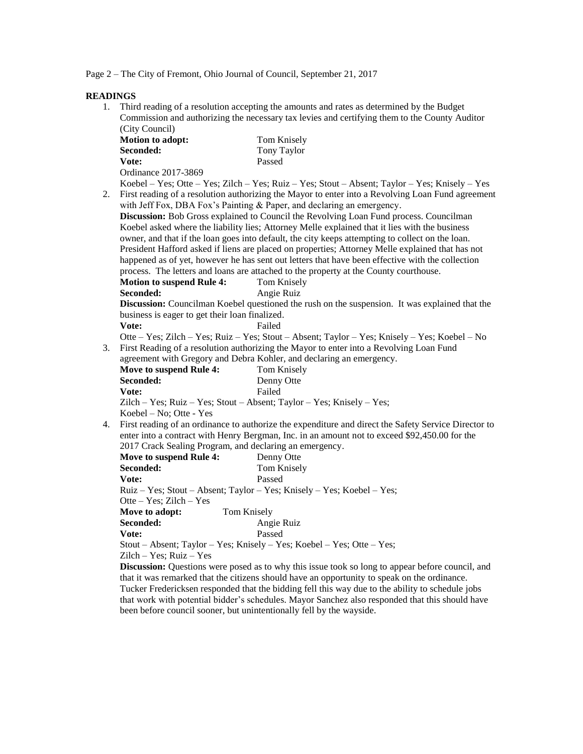## READINGS

1. Third reading of a resolution accepting the amounts and rates as determined by the Budget Commission and authorizing the necessary tax levies and certifying them to the County Auditor (City Council)

   **Motion to adopt:** Tom Knisely
   **Seconded:** Tony Taylor
   **Vote:** Passed
   Ordinance 2017-3869
   Koebel – Yes; Otte – Yes; Zilch – Yes; Ruiz – Yes; Stout – Absent; Taylor – Yes; Knisely – Yes

2. First reading of a resolution authorizing the Mayor to enter into a Revolving Loan Fund agreement with Jeff Fox, DBA Fox's Painting & Paper, and declaring an emergency.

   **Discussion:** Bob Gross explained to Council the Revolving Loan Fund process. Councilman Koebel asked where the liability lies; Attorney Melle explained that it lies with the business owner, and that if the loan goes into default, the city keeps attempting to collect on the loan. President Hafford asked if liens are placed on properties; Attorney Melle explained that has not happened as of yet, however he has sent out letters that have been effective with the collection process. The letters and loans are attached to the property at the County courthouse.
   **Motion to suspend Rule 4:** Tom Knisely
   **Seconded:** Angie Ruiz
   **Discussion:** Councilman Koebel questioned the rush on the suspension. It was explained that the business is eager to get their loan finalized.
   **Vote:** Failed
   Otte – Yes; Zilch – Yes; Ruiz – Yes; Stout – Absent; Taylor – Yes; Knisely – Yes; Koebel – No

3. First Reading of a resolution authorizing the Mayor to enter into a Revolving Loan Fund agreement with Gregory and Debra Kohler, and declaring an emergency.

   **Move to suspend Rule 4:** Tom Knisely
   **Seconded:** Denny Otte
   **Vote:** Failed
   Zilch – Yes; Ruiz – Yes; Stout – Absent; Taylor – Yes; Knisely – Yes;
   Koebel – No; Otte - Yes

4. First reading of an ordinance to authorize the expenditure and direct the Safety Service Director to enter into a contract with Henry Bergman, Inc. in an amount not to exceed $92,450.00 for the 2017 Crack Sealing Program, and declaring an emergency.

   **Move to suspend Rule 4:** Denny Otte
   **Seconded:** Tom Knisely
   **Vote:** Passed
   Ruiz – Yes; Stout – Absent; Taylor – Yes; Knisely – Yes; Koebel – Yes;
   Otte – Yes; Zilch – Yes
   **Move to adopt:** Tom Knisely
   **Seconded:** Angie Ruiz
   **Vote:** Passed
   Stout – Absent; Taylor – Yes; Knisely – Yes; Koebel – Yes; Otte – Yes;
   Zilch – Yes; Ruiz – Yes
   **Discussion:** Questions were posed as to why this issue took so long to appear before council, and that it was remarked that the citizens should have an opportunity to speak on the ordinance. Tucker Fredericksen responded that the bidding fell this way due to the ability to schedule jobs that work with potential bidder's schedules. Mayor Sanchez also responded that this should have been before council sooner, but unintentionally fell by the wayside.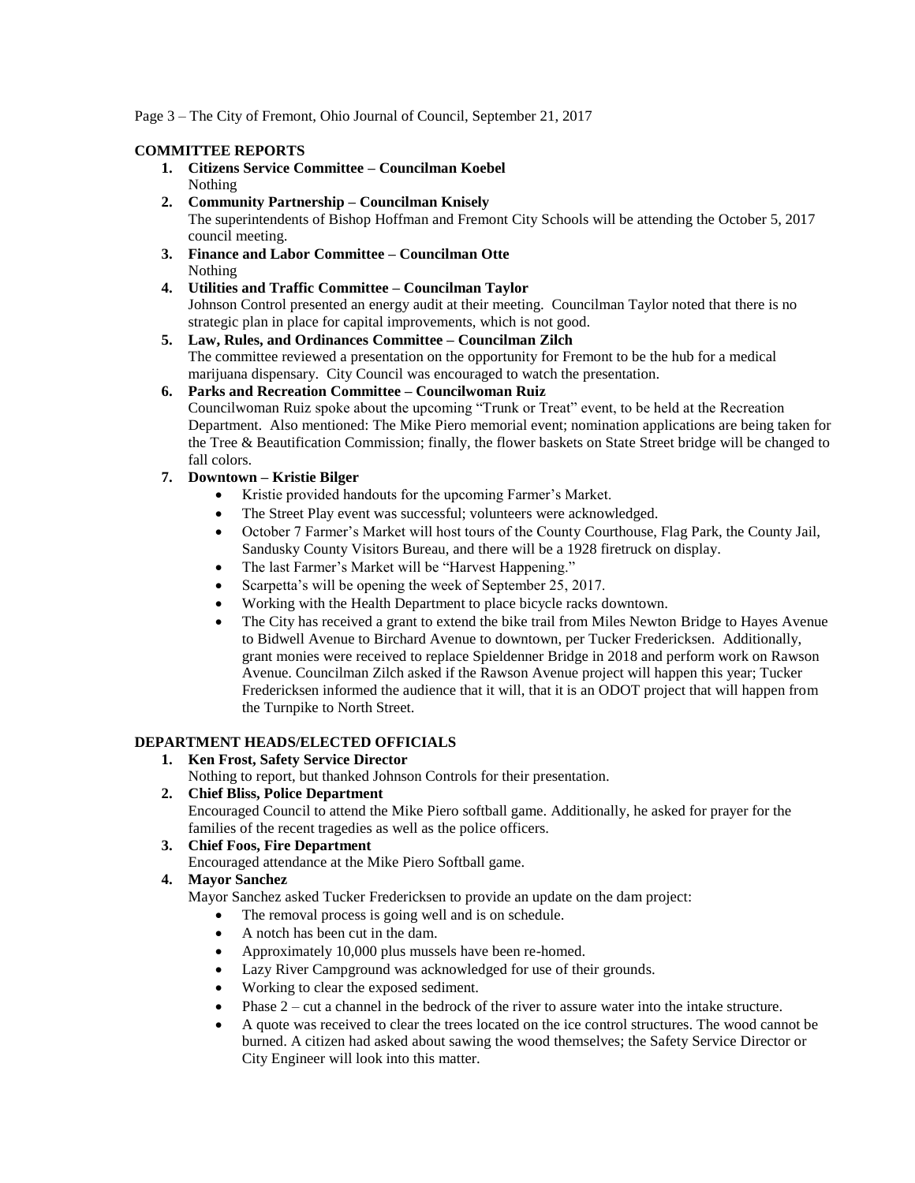## COMMITTEE REPORTS

1. **Citizens Service Committee – Councilman Koebel**
   Nothing
2. **Community Partnership – Councilman Knisely**
   The superintendents of Bishop Hoffman and Fremont City Schools will be attending the October 5, 2017 council meeting.
3. **Finance and Labor Committee – Councilman Otte**
   Nothing
4. **Utilities and Traffic Committee – Councilman Taylor**
   Johnson Control presented an energy audit at their meeting. Councilman Taylor noted that there is no strategic plan in place for capital improvements, which is not good.
5. **Law, Rules, and Ordinances Committee – Councilman Zilch**
   The committee reviewed a presentation on the opportunity for Fremont to be the hub for a medical marijuana dispensary. City Council was encouraged to watch the presentation.
6. **Parks and Recreation Committee – Councilwoman Ruiz**
   Councilwoman Ruiz spoke about the upcoming "Trunk or Treat" event, to be held at the Recreation Department. Also mentioned: The Mike Piero memorial event; nomination applications are being taken for the Tree & Beautification Commission; finally, the flower baskets on State Street bridge will be changed to fall colors.
7. **Downtown – Kristie Bilger**
   - Kristie provided handouts for the upcoming Farmer's Market.
   - The Street Play event was successful; volunteers were acknowledged.
   - October 7 Farmer's Market will host tours of the County Courthouse, Flag Park, the County Jail, Sandusky County Visitors Bureau, and there will be a 1928 firetruck on display.
   - The last Farmer's Market will be "Harvest Happening."
   - Scarpetta's will be opening the week of September 25, 2017.
   - Working with the Health Department to place bicycle racks downtown.
   - The City has received a grant to extend the bike trail from Miles Newton Bridge to Hayes Avenue to Bidwell Avenue to Birchard Avenue to downtown, per Tucker Fredericksen. Additionally, grant monies were received to replace Spieldenner Bridge in 2018 and perform work on Rawson Avenue. Councilman Zilch asked if the Rawson Avenue project will happen this year; Tucker Fredericksen informed the audience that it will, that it is an ODOT project that will happen from the Turnpike to North Street.

## DEPARTMENT HEADS/ELECTED OFFICIALS

1. **Ken Frost, Safety Service Director**
   Nothing to report, but thanked Johnson Controls for their presentation.
2. **Chief Bliss, Police Department**
   Encouraged Council to attend the Mike Piero softball game. Additionally, he asked for prayer for the families of the recent tragedies as well as the police officers.
3. **Chief Foos, Fire Department**
   Encouraged attendance at the Mike Piero Softball game.
4. **Mayor Sanchez**
   Mayor Sanchez asked Tucker Fredericksen to provide an update on the dam project:
   - The removal process is going well and is on schedule.
   - A notch has been cut in the dam.
   - Approximately 10,000 plus mussels have been re-homed.
   - Lazy River Campground was acknowledged for use of their grounds.
   - Working to clear the exposed sediment.
   - Phase 2 – cut a channel in the bedrock of the river to assure water into the intake structure.
   - A quote was received to clear the trees located on the ice control structures. The wood cannot be burned. A citizen had asked about sawing the wood themselves; the Safety Service Director or City Engineer will look into this matter.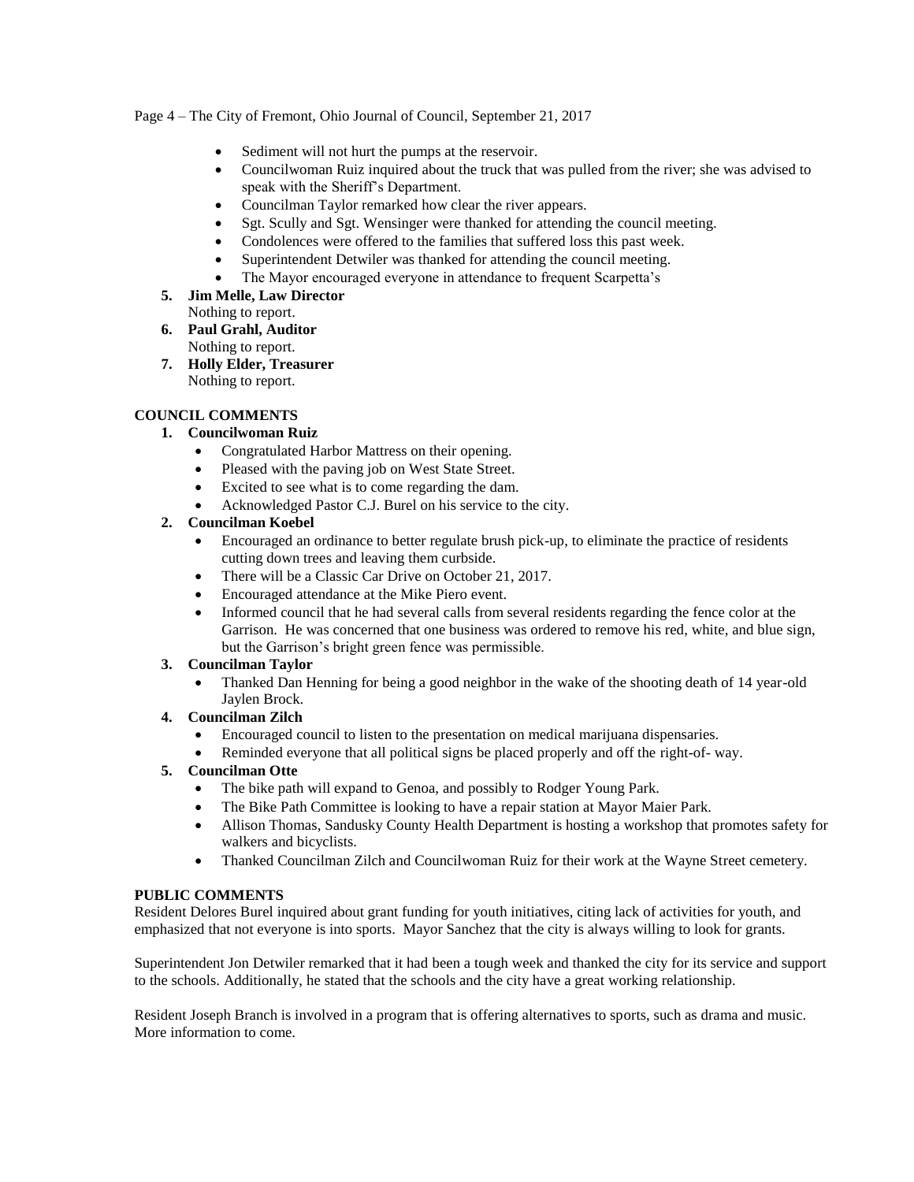- Sediment will not hurt the pumps at the reservoir.
- Councilwoman Ruiz inquired about the truck that was pulled from the river; she was advised to speak with the Sheriff's Department.
- Councilman Taylor remarked how clear the river appears.
- Sgt. Scully and Sgt. Wensinger were thanked for attending the council meeting.
- Condolences were offered to the families that suffered loss this past week.
- Superintendent Detwiler was thanked for attending the council meeting.
- The Mayor encouraged everyone in attendance to frequent Scarpetta's

5. **Jim Melle, Law Director**
   Nothing to report.
6. **Paul Grahl, Auditor**
   Nothing to report.
7. **Holly Elder, Treasurer**
   Nothing to report.

**COUNCIL COMMENTS**

1. **Councilwoman Ruiz**
   - Congratulated Harbor Mattress on their opening.
   - Pleased with the paving job on West State Street.
   - Excited to see what is to come regarding the dam.
   - Acknowledged Pastor C.J. Burel on his service to the city.
2. **Councilman Koebel**
   - Encouraged an ordinance to better regulate brush pick-up, to eliminate the practice of residents cutting down trees and leaving them curbside.
   - There will be a Classic Car Drive on October 21, 2017.
   - Encouraged attendance at the Mike Piero event.
   - Informed council that he had several calls from several residents regarding the fence color at the Garrison. He was concerned that one business was ordered to remove his red, white, and blue sign, but the Garrison's bright green fence was permissible.
3. **Councilman Taylor**
   - Thanked Dan Henning for being a good neighbor in the wake of the shooting death of 14 year-old Jaylen Brock.
4. **Councilman Zilch**
   - Encouraged council to listen to the presentation on medical marijuana dispensaries.
   - Reminded everyone that all political signs be placed properly and off the right-of- way.
5. **Councilman Otte**
   - The bike path will expand to Genoa, and possibly to Rodger Young Park.
   - The Bike Path Committee is looking to have a repair station at Mayor Maier Park.
   - Allison Thomas, Sandusky County Health Department is hosting a workshop that promotes safety for walkers and bicyclists.
   - Thanked Councilman Zilch and Councilwoman Ruiz for their work at the Wayne Street cemetery.

**PUBLIC COMMENTS**

Resident Delores Burel inquired about grant funding for youth initiatives, citing lack of activities for youth, and emphasized that not everyone is into sports. Mayor Sanchez that the city is always willing to look for grants.

Superintendent Jon Detwiler remarked that it had been a tough week and thanked the city for its service and support to the schools. Additionally, he stated that the schools and the city have a great working relationship.

Resident Joseph Branch is involved in a program that is offering alternatives to sports, such as drama and music. More information to come.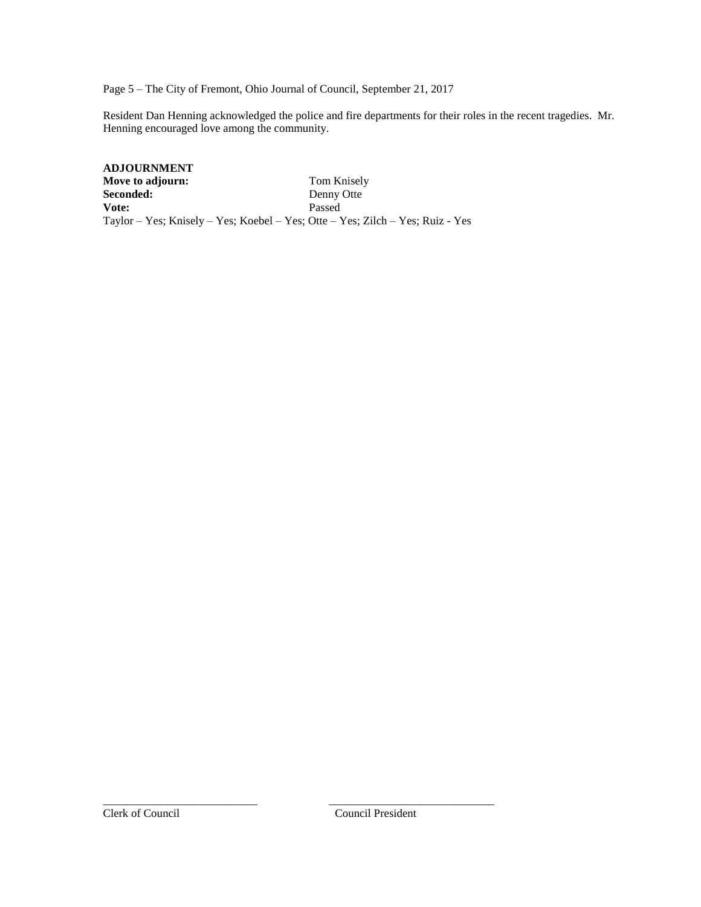Resident Dan Henning acknowledged the police and fire departments for their roles in the recent tragedies. Mr. Henning encouraged love among the community.

**ADJOURNMENT**

**Move to adjourn:** Tom Knisely
**Seconded:** Denny Otte
**Vote:** Passed
Taylor – Yes; Knisely – Yes; Koebel – Yes; Otte – Yes; Zilch – Yes; Ruiz - Yes

___________________________ ___________________________
Clerk of Council Council President